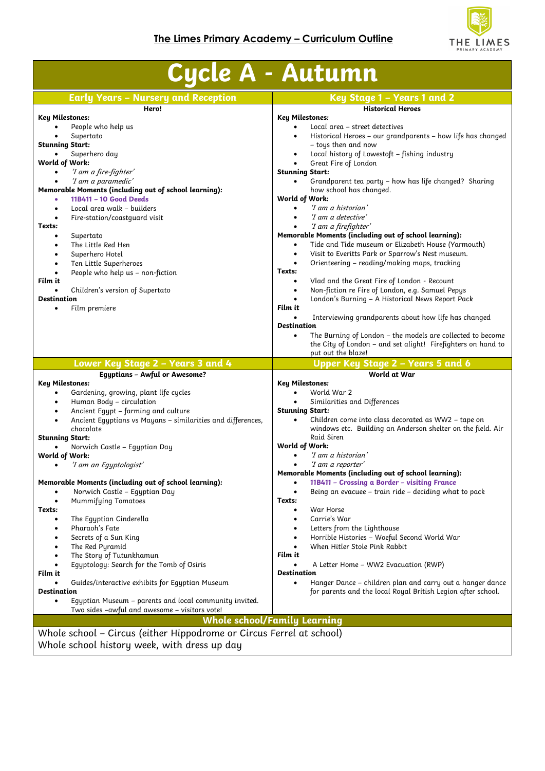# The Limes Primary Academy – Curriculum Outline

# Cycle A - Autumn

## Early Years – Nursery and Reception

**Hero!**

**Key Milestones:**
- People who help us
- Supertato

**Stunning Start:**
- Superhero day

**World of Work:**
- *'I am a fire-fighter'*
- *'I am a paramedic'*

**Memorable Moments (including out of school learning):**
- **11B411 – 10 Good Deeds**
- Local area walk – builders
- Fire-station/coastguard visit

**Texts:**
- Supertato
- The Little Red Hen
- Superhero Hotel
- Ten Little Superheroes
- People who help us – non-fiction

**Film it**
- Children's version of Supertato

**Destination**
- Film premiere

## Key Stage 1 – Years 1 and 2

**Historical Heroes**

**Key Milestones:**
- Local area – street detectives
- Historical Heroes – our grandparents – how life has changed – toys then and now
- Local history of Lowestoft – fishing industry
- Great Fire of London

**Stunning Start:**
- Grandparent tea party – how has life changed? Sharing how school has changed.

**World of Work:**
- *'I am a historian'*
- *'I am a detective'*
- *'I am a firefighter'*

**Memorable Moments (including out of school learning):**
- Tide and Tide museum or Elizabeth House (Yarmouth)
- Visit to Everitts Park or Sparrow's Nest museum.
- Orienteering – reading/making maps, tracking

**Texts:**
- Vlad and the Great Fire of London - Recount
- Non-fiction re Fire of London, e.g. Samuel Pepys
- London's Burning – A Historical News Report Pack

**Film it**
- Interviewing grandparents about how life has changed

**Destination**
- The Burning of London – the models are collected to become the City of London – and set alight! Firefighters on hand to put out the blaze!

## Lower Key Stage 2 – Years 3 and 4

**Egyptians – Awful or Awesome?**

**Key Milestones:**
- Gardening, growing, plant life cycles
- Human Body – circulation
- Ancient Egypt – farming and culture
- Ancient Egyptians vs Mayans – similarities and differences, chocolate

**Stunning Start:**
- Norwich Castle – Egyptian Day

**World of Work:**
- *'I am an Egyptologist'*

**Memorable Moments (including out of school learning):**
- Norwich Castle – Egyptian Day
- Mummifying Tomatoes

**Texts:**
- The Egyptian Cinderella
- Pharaoh's Fate
- Secrets of a Sun King
- The Red Pyramid
- The Story of Tutunkhamun
- Egyptology: Search for the Tomb of Osiris

**Film it**
- Guides/interactive exhibits for Egyptian Museum

**Destination**
- Egyptian Museum – parents and local community invited. Two sides –awful and awesome – visitors vote!

## Upper Key Stage 2 – Years 5 and 6

**World at War**

**Key Milestones:**
- World War 2
- Similarities and Differences

**Stunning Start:**
- Children come into class decorated as WW2 – tape on windows etc. Building an Anderson shelter on the field. Air Raid Siren

**World of Work:**
- *'I am a historian'*
- *'I am a reporter'*

**Memorable Moments (including out of school learning):**
- **11B411 – Crossing a Border – visiting France**
- Being an evacuee – train ride – deciding what to pack

**Texts:**
- War Horse
- Carrie's War
- Letters from the Lighthouse
- Horrible Histories – Woeful Second World War
- When Hitler Stole Pink Rabbit

**Film it**
- A Letter Home – WW2 Evacuation (RWP)

**Destination**
- Hanger Dance – children plan and carry out a hanger dance for parents and the local Royal British Legion after school.

## Whole school/Family Learning

Whole school – Circus (either Hippodrome or Circus Ferrel at school)
Whole school history week, with dress up day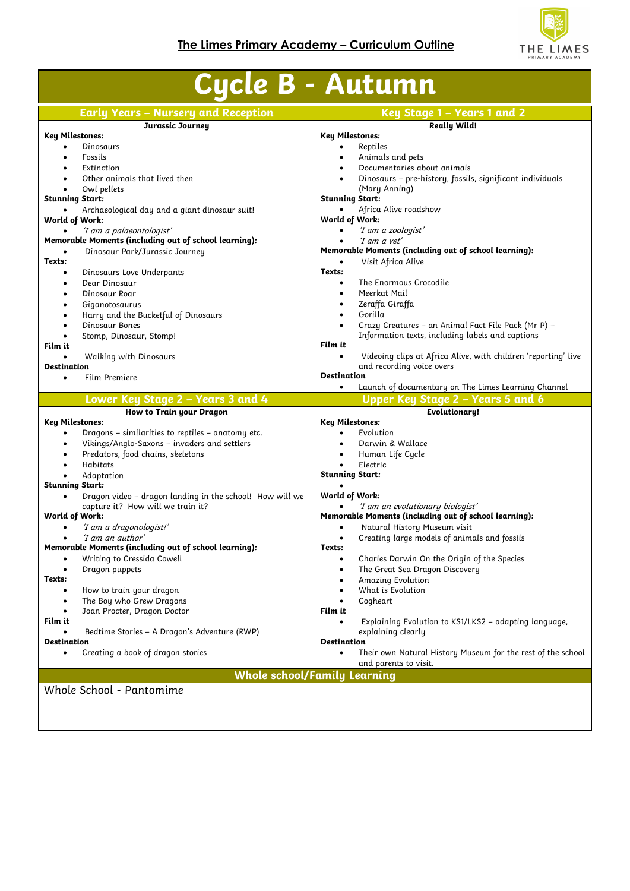**The Limes Primary Academy – Curriculum Outline**

# Cycle B - Autumn

## Early Years – Nursery and Reception

**Jurassic Journey**

**Key Milestones:**
- Dinosaurs
- Fossils
- Extinction
- Other animals that lived then
- Owl pellets

**Stunning Start:**
- Archaeological day and a giant dinosaur suit!

**World of Work:**
- *'I am a palaeontologist'*

**Memorable Moments (including out of school learning):**
- Dinosaur Park/Jurassic Journey

**Texts:**
- Dinosaurs Love Underpants
- Dear Dinosaur
- Dinosaur Roar
- Giganotosaurus
- Harry and the Bucketful of Dinosaurs
- Dinosaur Bones
- Stomp, Dinosaur, Stomp!

**Film it**
- Walking with Dinosaurs

**Destination**
- Film Premiere

## Key Stage 1 – Years 1 and 2

**Really Wild!**

**Key Milestones:**
- Reptiles
- Animals and pets
- Documentaries about animals
- Dinosaurs – pre-history, fossils, significant individuals (Mary Anning)

**Stunning Start:**
- Africa Alive roadshow

**World of Work:**
- *'I am a zoologist'*
- *'I am a vet'*

**Memorable Moments (including out of school learning):**
- Visit Africa Alive

**Texts:**
- The Enormous Crocodile
- Meerkat Mail
- Zeraffa Giraffa
- Gorilla
- Crazy Creatures – an Animal Fact File Pack (Mr P) – Information texts, including labels and captions

**Film it**
- Videoing clips at Africa Alive, with children 'reporting' live and recording voice overs

**Destination**
- Launch of documentary on The Limes Learning Channel

## Lower Key Stage 2 – Years 3 and 4

**How to Train your Dragon**

**Key Milestones:**
- Dragons – similarities to reptiles – anatomy etc.
- Vikings/Anglo-Saxons – invaders and settlers
- Predators, food chains, skeletons
- Habitats
- Adaptation

**Stunning Start:**
- Dragon video – dragon landing in the school! How will we capture it? How will we train it?

**World of Work:**
- *'I am a dragonologist!'*
- *'I am an author'*

**Memorable Moments (including out of school learning):**
- Writing to Cressida Cowell
- Dragon puppets

**Texts:**
- How to train your dragon
- The Boy who Grew Dragons
- Joan Procter, Dragon Doctor

**Film it**
- Bedtime Stories – A Dragon's Adventure (RWP)

**Destination**
- Creating a book of dragon stories

## Upper Key Stage 2 – Years 5 and 6

**Evolutionary!**

**Key Milestones:**
- Evolution
- Darwin & Wallace
- Human Life Cycle
- Electric

**Stunning Start:**
- 

**World of Work:**
- *'I am an evolutionary biologist'*

**Memorable Moments (including out of school learning):**
- Natural History Museum visit
- Creating large models of animals and fossils

**Texts:**
- Charles Darwin On the Origin of the Species
- The Great Sea Dragon Discovery
- Amazing Evolution
- What is Evolution
- Cogheart

**Film it**
- Explaining Evolution to KS1/LKS2 – adapting language, explaining clearly

**Destination**
- Their own Natural History Museum for the rest of the school and parents to visit.

## Whole school/Family Learning

Whole School - Pantomime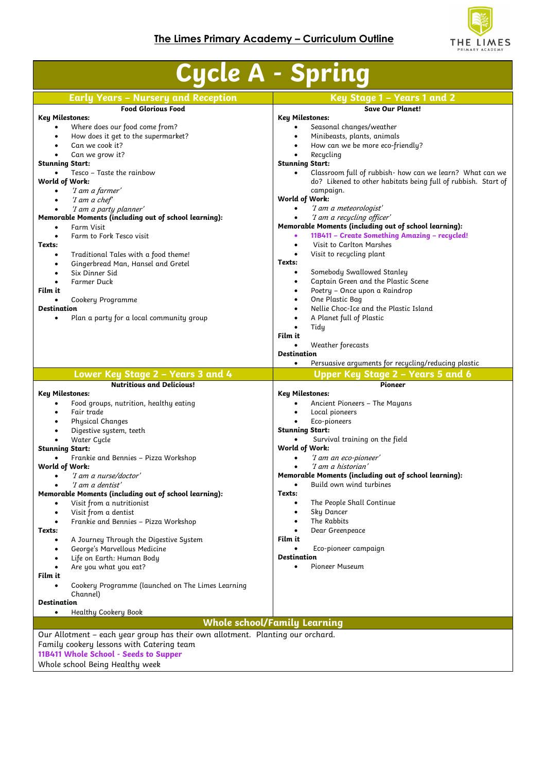## The Limes Primary Academy – Curriculum Outline

# Cycle A - Spring

## Early Years – Nursery and Reception

**Food Glorious Food**

**Key Milestones:**
- Where does our food come from?
- How does it get to the supermarket?
- Can we cook it?
- Can we grow it?

**Stunning Start:**
- Tesco – Taste the rainbow

**World of Work:**
- *'I am a farmer'*
- *'I am a chef'*
- *'I am a party planner'*

**Memorable Moments (including out of school learning):**
- Farm Visit
- Farm to Fork Tesco visit

**Texts:**
- Traditional Tales with a food theme!
- Gingerbread Man, Hansel and Gretel
- Six Dinner Sid
- Farmer Duck

**Film it**
- Cookery Programme

**Destination**
- Plan a party for a local community group

## Key Stage 1 – Years 1 and 2

**Save Our Planet!**

**Key Milestones:**
- Seasonal changes/weather
- Minibeasts, plants, animals
- How can we be more eco-friendly?
- Recycling

**Stunning Start:**
- Classroom full of rubbish- how can we learn? What can we do? Likened to other habitats being full of rubbish. Start of campaign.

**World of Work:**
- *'I am a meteorologist'*
- *'I am a recycling officer'*

**Memorable Moments (including out of school learning):**
- **11B411 – Create Something Amazing – recycled!**
- Visit to Carlton Marshes
- Visit to recycling plant

**Texts:**
- Somebody Swallowed Stanley
- Captain Green and the Plastic Scene
- Poetry – Once upon a Raindrop
- One Plastic Bag
- Nellie Choc-Ice and the Plastic Island
- A Planet full of Plastic
- Tidy

**Film it**
- Weather forecasts

**Destination**
- Persuasive arguments for recycling/reducing plastic

## Lower Key Stage 2 – Years 3 and 4

**Nutritious and Delicious!**

**Key Milestones:**
- Food groups, nutrition, healthy eating
- Fair trade
- Physical Changes
- Digestive system, teeth
- Water Cycle

**Stunning Start:**
- Frankie and Bennies – Pizza Workshop

**World of Work:**
- *'I am a nurse/doctor'*
- *'I am a dentist'*

**Memorable Moments (including out of school learning):**
- Visit from a nutritionist
- Visit from a dentist
- Frankie and Bennies – Pizza Workshop

**Texts:**
- A Journey Through the Digestive System
- George's Marvellous Medicine
- Life on Earth: Human Body
- Are you what you eat?

**Film it**
- Cookery Programme (launched on The Limes Learning Channel)

**Destination**
- Healthy Cookery Book

## Upper Key Stage 2 – Years 5 and 6

**Pioneer**

**Key Milestones:**
- Ancient Pioneers – The Mayans
- Local pioneers
- Eco-pioneers

**Stunning Start:**
- Survival training on the field

**World of Work:**
- *'I am an eco-pioneer'*
- *'I am a historian'*

**Memorable Moments (including out of school learning):**
- Build own wind turbines

**Texts:**
- The People Shall Continue
- Sky Dancer
- The Rabbits
- Dear Greenpeace

**Film it**
- Eco-pioneer campaign

**Destination**
- Pioneer Museum

## Whole school/Family Learning

Our Allotment – each year group has their own allotment. Planting our orchard.
Family cookery lessons with Catering team
**11B411 Whole School - Seeds to Supper**
Whole school Being Healthy week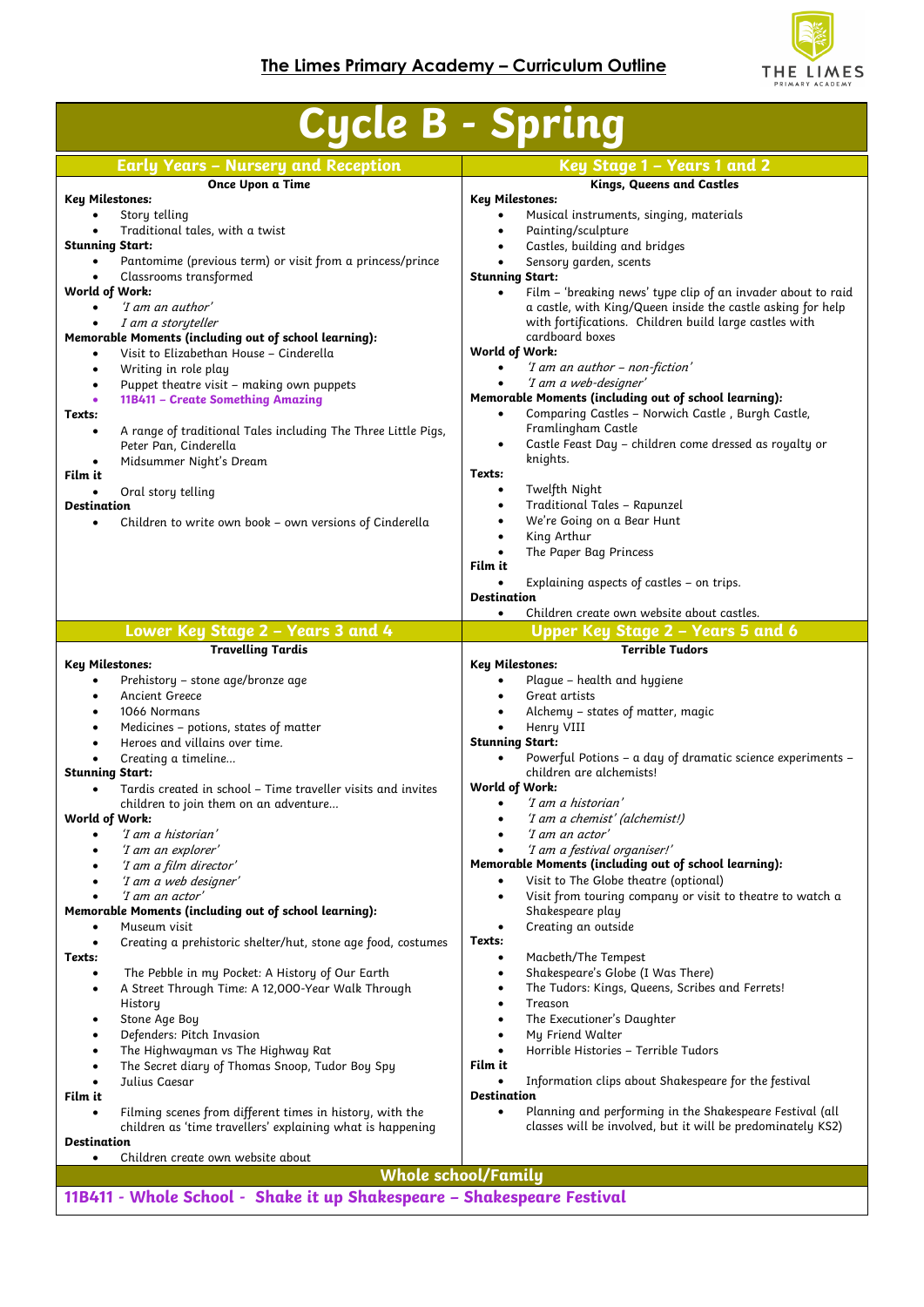## The Limes Primary Academy – Curriculum Outline

# Cycle B - Spring

## Early Years – Nursery and Reception

### Once Upon a Time

**Key Milestones:**

- Story telling
- Traditional tales, with a twist

**Stunning Start:**

- Pantomime (previous term) or visit from a princess/prince
- Classrooms transformed

**World of Work:**

- *'I am an author'*
- *I am a storyteller*

**Memorable Moments (including out of school learning):**

- Visit to Elizabethan House – Cinderella
- Writing in role play
- Puppet theatre visit – making own puppets
- **11B411 – Create Something Amazing**

**Texts:**

- A range of traditional Tales including The Three Little Pigs, Peter Pan, Cinderella
- Midsummer Night's Dream

**Film it**

- Oral story telling

**Destination**

- Children to write own book – own versions of Cinderella

## Key Stage 1 – Years 1 and 2

### Kings, Queens and Castles

**Key Milestones:**

- Musical instruments, singing, materials
- Painting/sculpture
- Castles, building and bridges
- Sensory garden, scents

**Stunning Start:**

- Film – 'breaking news' type clip of an invader about to raid a castle, with King/Queen inside the castle asking for help with fortifications. Children build large castles with cardboard boxes

**World of Work:**

- *'I am an author – non-fiction'*
- *'I am a web-designer'*

**Memorable Moments (including out of school learning):**

- Comparing Castles – Norwich Castle , Burgh Castle, Framlingham Castle
- Castle Feast Day – children come dressed as royalty or knights.

**Texts:**

- Twelfth Night
- Traditional Tales – Rapunzel
- We're Going on a Bear Hunt
- King Arthur
- The Paper Bag Princess

**Film it**

- Explaining aspects of castles – on trips.

**Destination**

- Children create own website about castles.

## Lower Key Stage 2 – Years 3 and 4

### Travelling Tardis

**Key Milestones:**

- Prehistory – stone age/bronze age
- Ancient Greece
- 1066 Normans
- Medicines – potions, states of matter
- Heroes and villains over time.
- Creating a timeline…

**Stunning Start:**

- Tardis created in school – Time traveller visits and invites children to join them on an adventure…

**World of Work:**

- *'I am a historian'*
- *'I am an explorer'*
- *'I am a film director'*
- *'I am a web designer'*
- *'I am an actor'*

**Memorable Moments (including out of school learning):**

- Museum visit
- Creating a prehistoric shelter/hut, stone age food, costumes

**Texts:**

- The Pebble in my Pocket: A History of Our Earth
- A Street Through Time: A 12,000-Year Walk Through History
- Stone Age Boy
- Defenders: Pitch Invasion
- The Highwayman vs The Highway Rat
- The Secret diary of Thomas Snoop, Tudor Boy Spy
- Julius Caesar

**Film it**

- Filming scenes from different times in history, with the children as 'time travellers' explaining what is happening

**Destination**

- Children create own website about

## Upper Key Stage 2 – Years 5 and 6

### Terrible Tudors

**Key Milestones:**

- Plague – health and hygiene
- Great artists
- Alchemy – states of matter, magic
- Henry VIII

**Stunning Start:**

- Powerful Potions – a day of dramatic science experiments – children are alchemists!

**World of Work:**

- *'I am a historian'*
- *'I am a chemist' (alchemist!)*
- *'I am an actor'*
- *'I am a festival organiser!'*

**Memorable Moments (including out of school learning):**

- Visit to The Globe theatre (optional)
- Visit from touring company or visit to theatre to watch a Shakespeare play
- Creating an outside

**Texts:**

- Macbeth/The Tempest
- Shakespeare's Globe (I Was There)
- The Tudors: Kings, Queens, Scribes and Ferrets!
- Treason
- The Executioner's Daughter
- My Friend Walter
- Horrible Histories – Terrible Tudors

**Film it**

- Information clips about Shakespeare for the festival

**Destination**

- Planning and performing in the Shakespeare Festival (all classes will be involved, but it will be predominately KS2)

## Whole school/Family

**11B411 - Whole School - Shake it up Shakespeare – Shakespeare Festival**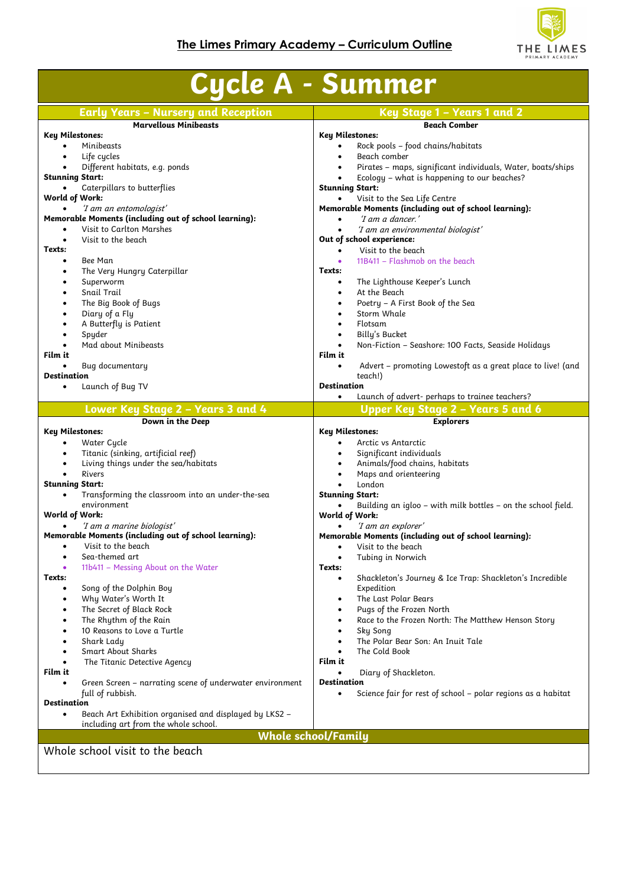# The Limes Primary Academy – Curriculum Outline

# Cycle A - Summer

## Early Years – Nursery and Reception

### Marvellous Minibeasts

**Key Milestones:**

- Minibeasts
- Life cycles
- Different habitats, e.g. ponds

**Stunning Start:**

- Caterpillars to butterflies

**World of Work:**

- *'I am an entomologist'*

**Memorable Moments (including out of school learning):**

- Visit to Carlton Marshes
- Visit to the beach

**Texts:**

- Bee Man
- The Very Hungry Caterpillar
- Superworm
- Snail Trail
- The Big Book of Bugs
- Diary of a Fly
- A Butterfly is Patient
- Spyder
- Mad about Minibeasts

**Film it**

- Bug documentary

**Destination**

- Launch of Bug TV

## Key Stage 1 – Years 1 and 2

### Beach Comber

**Key Milestones:**

- Rock pools – food chains/habitats
- Beach comber
- Pirates – maps, significant individuals, Water, boats/ships
- Ecology – what is happening to our beaches?

**Stunning Start:**

- Visit to the Sea Life Centre

**Memorable Moments (including out of school learning):**

- *'I am a dancer.'*
- *'I am an environmental biologist'*

**Out of school experience:**

- Visit to the beach
- 11B411 – Flashmob on the beach

**Texts:**

- The Lighthouse Keeper's Lunch
- At the Beach
- Poetry – A First Book of the Sea
- Storm Whale
- Flotsam
- Billy's Bucket
- Non-Fiction – Seashore: 100 Facts, Seaside Holidays

**Film it**

- Advert – promoting Lowestoft as a great place to live! (and teach!)

**Destination**

- Launch of advert- perhaps to trainee teachers?

## Lower Key Stage 2 – Years 3 and 4

### Down in the Deep

**Key Milestones:**

- Water Cycle
- Titanic (sinking, artificial reef)
- Living things under the sea/habitats
- Rivers

**Stunning Start:**

- Transforming the classroom into an under-the-sea environment

**World of Work:**

- *'I am a marine biologist'*

**Memorable Moments (including out of school learning):**

- Visit to the beach
- Sea-themed art
- 11b411 – Messing About on the Water

**Texts:**

- Song of the Dolphin Boy
- Why Water's Worth It
- The Secret of Black Rock
- The Rhythm of the Rain
- 10 Reasons to Love a Turtle
- Shark Lady
- Smart About Sharks
- The Titanic Detective Agency

**Film it**

- Green Screen – narrating scene of underwater environment full of rubbish.

**Destination**

- Beach Art Exhibition organised and displayed by LKS2 – including art from the whole school.

## Upper Key Stage 2 – Years 5 and 6

### Explorers

**Key Milestones:**

- Arctic vs Antarctic
- Significant individuals
- Animals/food chains, habitats
- Maps and orienteering
- London

**Stunning Start:**

- Building an igloo – with milk bottles – on the school field.

**World of Work:**

- *'I am an explorer'*

**Memorable Moments (including out of school learning):**

- Visit to the beach
- Tubing in Norwich

**Texts:**

- Shackleton's Journey & Ice Trap: Shackleton's Incredible Expedition
- The Last Polar Bears
- Pugs of the Frozen North
- Race to the Frozen North: The Matthew Henson Story
- Sky Song
- The Polar Bear Son: An Inuit Tale
- The Cold Book

**Film it**

- Diary of Shackleton.

**Destination**

- Science fair for rest of school – polar regions as a habitat

## Whole school/Family

Whole school visit to the beach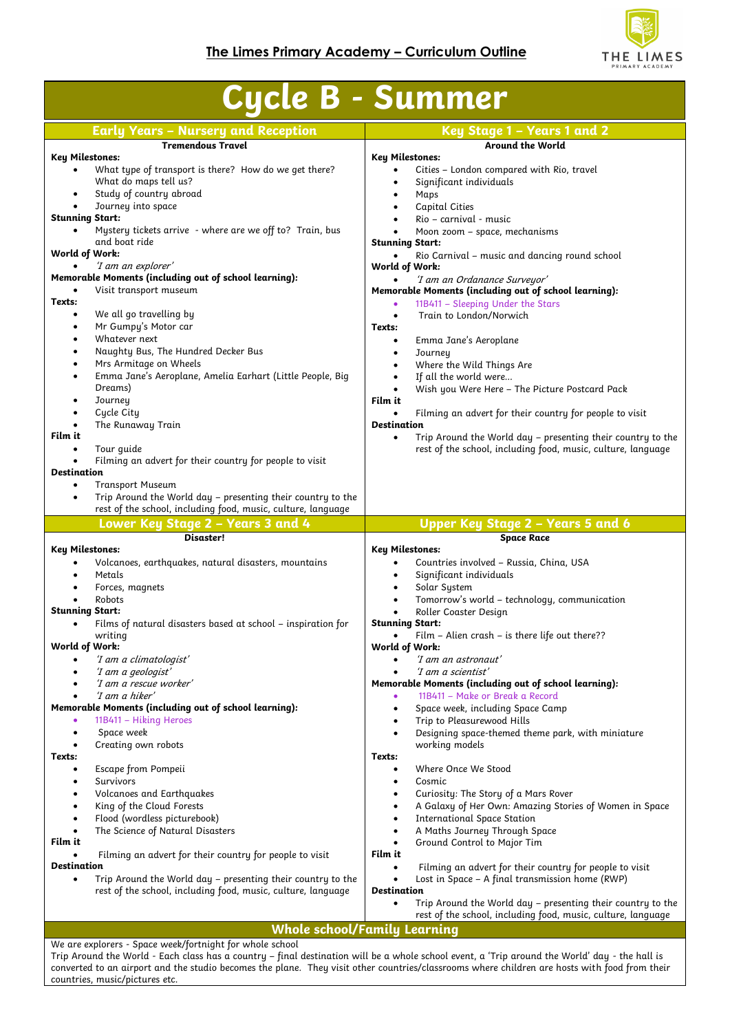## The Limes Primary Academy – Curriculum Outline

# Cycle B - Summer

## Early Years – Nursery and Reception

**Tremendous Travel**

**Key Milestones:**
- What type of transport is there? How do we get there? What do maps tell us?
- Study of country abroad
- Journey into space

**Stunning Start:**
- Mystery tickets arrive - where are we off to? Train, bus and boat ride

**World of Work:**
- *'I am an explorer'*

**Memorable Moments (including out of school learning):**
- Visit transport museum

**Texts:**
- We all go travelling by
- Mr Gumpy's Motor car
- Whatever next
- Naughty Bus, The Hundred Decker Bus
- Mrs Armitage on Wheels
- Emma Jane's Aeroplane, Amelia Earhart (Little People, Big Dreams)
- Journey
- Cycle City
- The Runaway Train

**Film it**
- Tour guide
- Filming an advert for their country for people to visit

**Destination**
- Transport Museum
- Trip Around the World day – presenting their country to the rest of the school, including food, music, culture, language

## Key Stage 1 – Years 1 and 2

**Around the World**

**Key Milestones:**
- Cities – London compared with Rio, travel
- Significant individuals
- Maps
- Capital Cities
- Rio – carnival - music
- Moon zoom – space, mechanisms

**Stunning Start:**
- Rio Carnival – music and dancing round school

**World of Work:**
- *'I am an Ordanance Surveyor'*

**Memorable Moments (including out of school learning):**
- 11B411 – Sleeping Under the Stars
- Train to London/Norwich

**Texts:**
- Emma Jane's Aeroplane
- Journey
- Where the Wild Things Are
- If all the world were…
- Wish you Were Here – The Picture Postcard Pack

**Film it**
- Filming an advert for their country for people to visit

**Destination**
- Trip Around the World day – presenting their country to the rest of the school, including food, music, culture, language

## Lower Key Stage 2 – Years 3 and 4

**Disaster!**

**Key Milestones:**
- Volcanoes, earthquakes, natural disasters, mountains
- Metals
- Forces, magnets
- Robots

**Stunning Start:**
- Films of natural disasters based at school – inspiration for writing

**World of Work:**
- *'I am a climatologist'*
- *'I am a geologist'*
- *'I am a rescue worker'*
- *'I am a hiker'*

**Memorable Moments (including out of school learning):**
- 11B411 – Hiking Heroes
- Space week
- Creating own robots

**Texts:**
- Escape from Pompeii
- Survivors
- Volcanoes and Earthquakes
- King of the Cloud Forests
- Flood (wordless picturebook)
- The Science of Natural Disasters

**Film it**
- Filming an advert for their country for people to visit

**Destination**
- Trip Around the World day – presenting their country to the rest of the school, including food, music, culture, language

## Upper Key Stage 2 – Years 5 and 6

**Space Race**

**Key Milestones:**
- Countries involved – Russia, China, USA
- Significant individuals
- Solar System
- Tomorrow's world – technology, communication
- Roller Coaster Design

**Stunning Start:**
- Film – Alien crash – is there life out there??

**World of Work:**
- *'I am an astronaut'*
- *'I am a scientist'*

**Memorable Moments (including out of school learning):**
- 11B411 – Make or Break a Record
- Space week, including Space Camp
- Trip to Pleasurewood Hills
- Designing space-themed theme park, with miniature working models

**Texts:**
- Where Once We Stood
- Cosmic
- Curiosity: The Story of a Mars Rover
- A Galaxy of Her Own: Amazing Stories of Women in Space
- International Space Station
- A Maths Journey Through Space
- Ground Control to Major Tim

**Film it**
- Filming an advert for their country for people to visit
- Lost in Space – A final transmission home (RWP)

**Destination**
- Trip Around the World day – presenting their country to the rest of the school, including food, music, culture, language

## Whole school/Family Learning

We are explorers - Space week/fortnight for whole school

Trip Around the World - Each class has a country – final destination will be a whole school event, a 'Trip around the World' day - the hall is converted to an airport and the studio becomes the plane. They visit other countries/classrooms where children are hosts with food from their countries, music/pictures etc.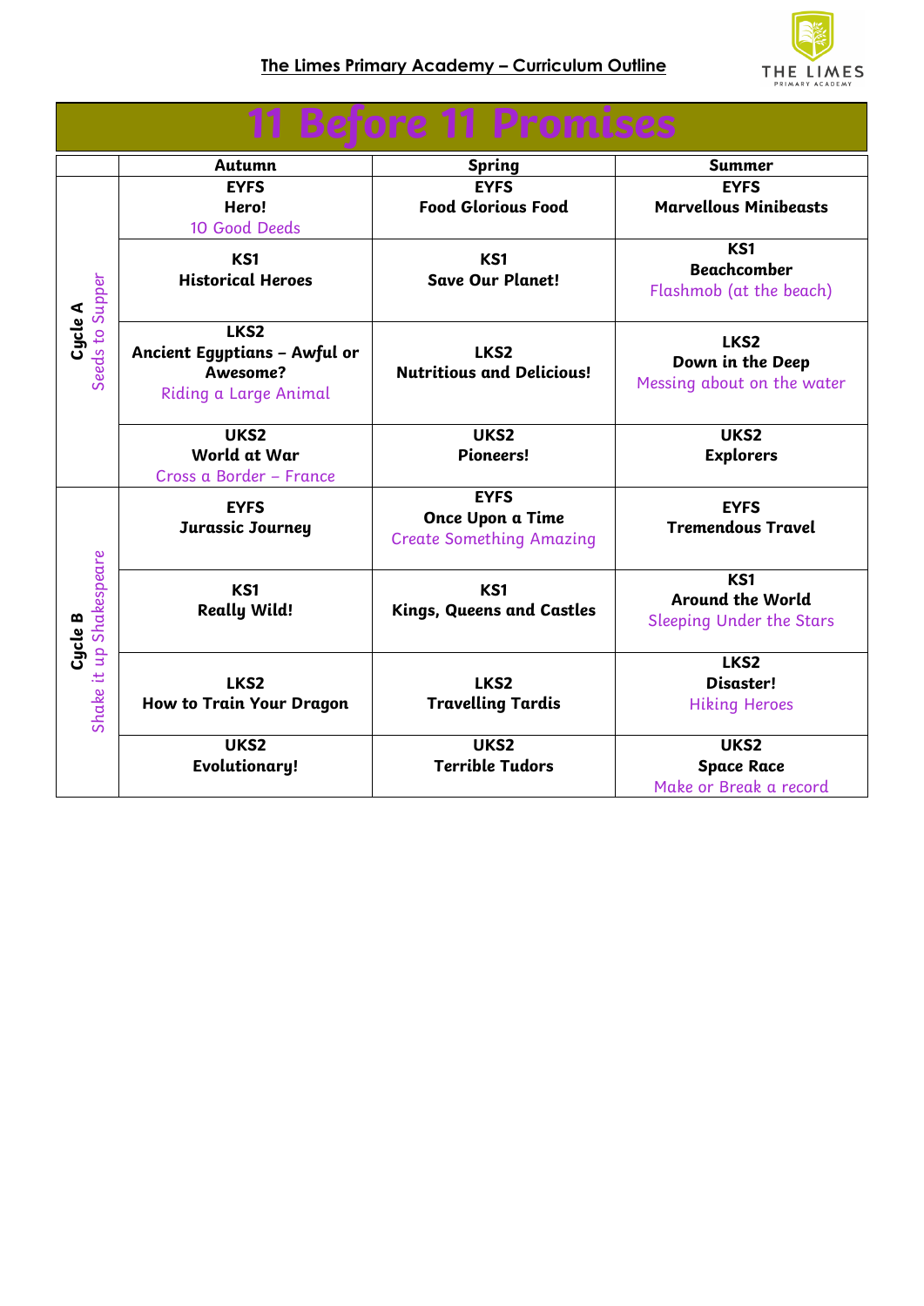**The Limes Primary Academy – Curriculum Outline**

# 11 Before 11 Promises

| | Autumn | Spring | Summer |
|---|---|---|---|
| **Cycle A** Seeds to Supper | **EYFS** **Hero!** 10 Good Deeds | **EYFS** **Food Glorious Food** | **EYFS** **Marvellous Minibeasts** |
| | **KS1** **Historical Heroes** | **KS1** **Save Our Planet!** | **KS1** **Beachcomber** Flashmob (at the beach) |
| | **LKS2** **Ancient Egyptians – Awful or Awesome?** Riding a Large Animal | **LKS2** **Nutritious and Delicious!** | **LKS2** **Down in the Deep** Messing about on the water |
| | **UKS2** **World at War** Cross a Border – France | **UKS2** **Pioneers!** | **UKS2** **Explorers** |
| **Cycle B** Shake it up Shakespeare | **EYFS** **Jurassic Journey** | **EYFS** **Once Upon a Time** Create Something Amazing | **EYFS** **Tremendous Travel** |
| | **KS1** **Really Wild!** | **KS1** **Kings, Queens and Castles** | **KS1** **Around the World** Sleeping Under the Stars |
| | **LKS2** **How to Train Your Dragon** | **LKS2** **Travelling Tardis** | **LKS2** **Disaster!** Hiking Heroes |
| | **UKS2** **Evolutionary!** | **UKS2** **Terrible Tudors** | **UKS2** **Space Race** Make or Break a record |